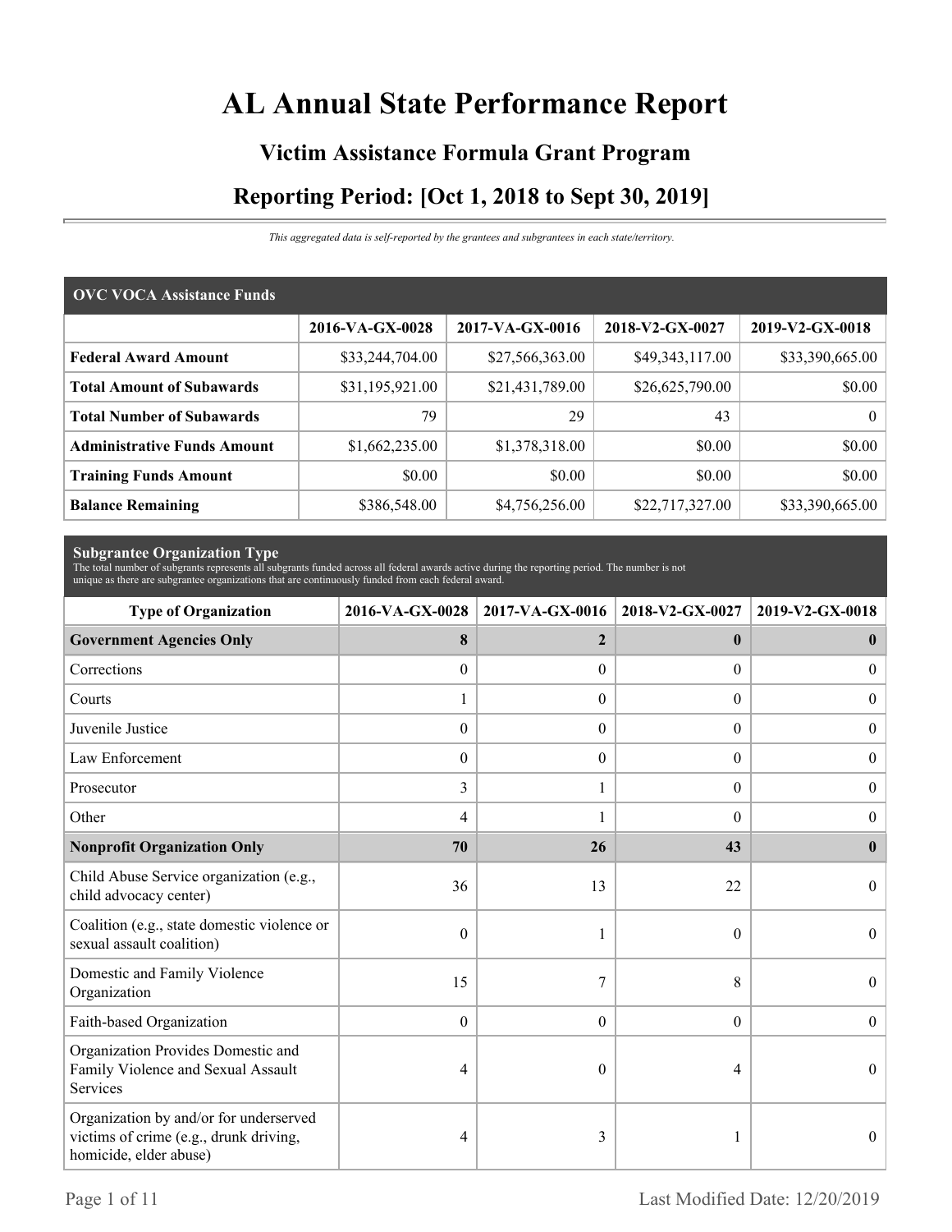# AL Annual State Performance Report

## Victim Assistance Formula Grant Program

## Reporting Period: [Oct 1, 2018 to Sept 30, 2019]

*This aggregated data is self-reported by the grantees and subgrantees in each state/territory.*

| OVC VOCA Assistance Funds | | | | |
|---|---|---|---|---|
| | 2016-VA-GX-0028 | 2017-VA-GX-0016 | 2018-V2-GX-0027 | 2019-V2-GX-0018 |
| **Federal Award Amount** | $33,244,704.00 | $27,566,363.00 | $49,343,117.00 | $33,390,665.00 |
| **Total Amount of Subawards** | $31,195,921.00 | $21,431,789.00 | $26,625,790.00 | $0.00 |
| **Total Number of Subawards** | 79 | 29 | 43 | 0 |
| **Administrative Funds Amount** | $1,662,235.00 | $1,378,318.00 | $0.00 | $0.00 |
| **Training Funds Amount** | $0.00 | $0.00 | $0.00 | $0.00 |
| **Balance Remaining** | $386,548.00 | $4,756,256.00 | $22,717,327.00 | $33,390,665.00 |

**Subgrantee Organization Type**

The total number of subgrants represents all subgrants funded across all federal awards active during the reporting period. The number is not unique as there are subgrantee organizations that are continuously funded from each federal award.

| Type of Organization | 2016-VA-GX-0028 | 2017-VA-GX-0016 | 2018-V2-GX-0027 | 2019-V2-GX-0018 |
|---|---|---|---|---|
| **Government Agencies Only** | **8** | **2** | **0** | **0** |
| Corrections | 0 | 0 | 0 | 0 |
| Courts | 1 | 0 | 0 | 0 |
| Juvenile Justice | 0 | 0 | 0 | 0 |
| Law Enforcement | 0 | 0 | 0 | 0 |
| Prosecutor | 3 | 1 | 0 | 0 |
| Other | 4 | 1 | 0 | 0 |
| **Nonprofit Organization Only** | **70** | **26** | **43** | **0** |
| Child Abuse Service organization (e.g., child advocacy center) | 36 | 13 | 22 | 0 |
| Coalition (e.g., state domestic violence or sexual assault coalition) | 0 | 1 | 0 | 0 |
| Domestic and Family Violence Organization | 15 | 7 | 8 | 0 |
| Faith-based Organization | 0 | 0 | 0 | 0 |
| Organization Provides Domestic and Family Violence and Sexual Assault Services | 4 | 0 | 4 | 0 |
| Organization by and/or for underserved victims of crime (e.g., drunk driving, homicide, elder abuse) | 4 | 3 | 1 | 0 |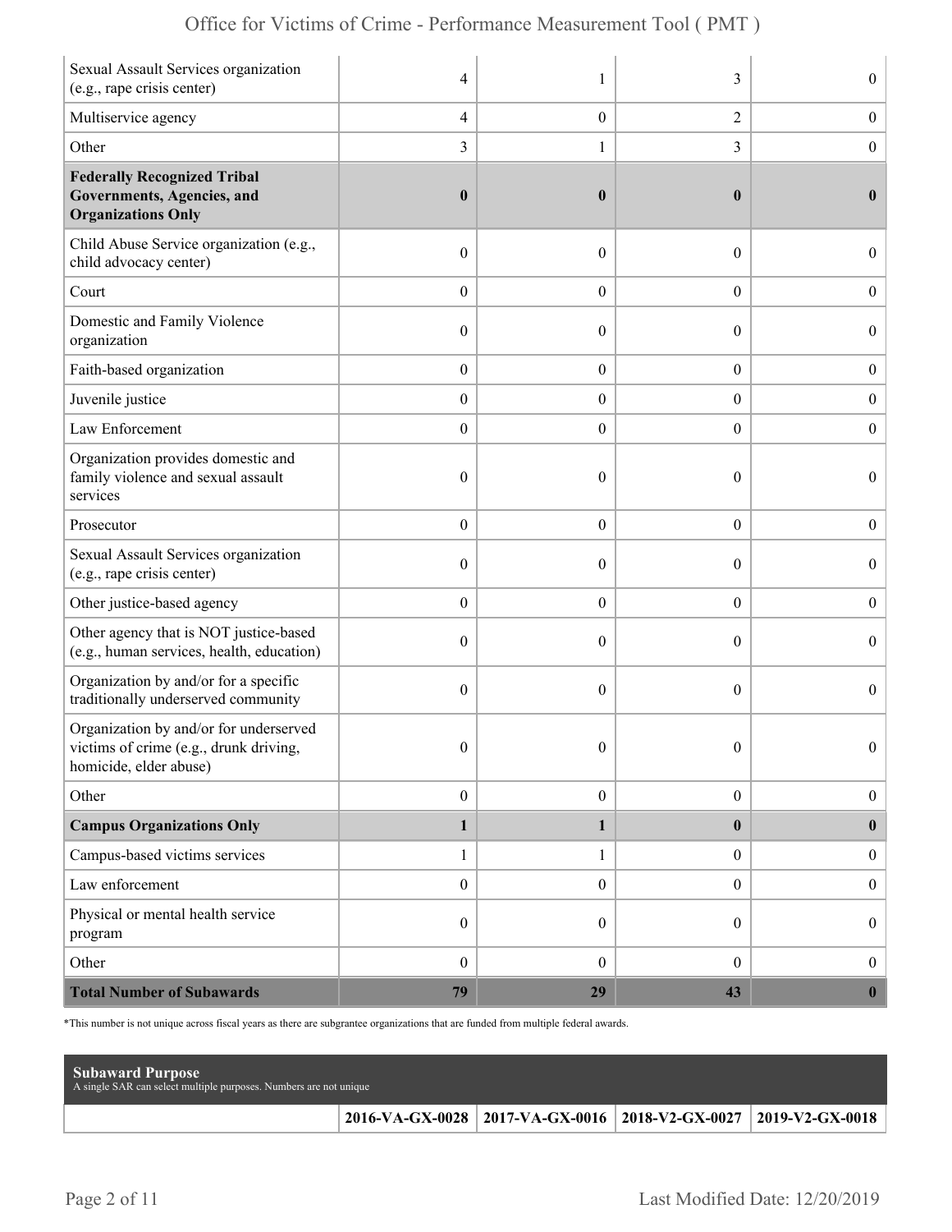| | | | | |
|---|---|---|---|---|
| Sexual Assault Services organization (e.g., rape crisis center) | 4 | 1 | 3 | 0 |
| Multiservice agency | 4 | 0 | 2 | 0 |
| Other | 3 | 1 | 3 | 0 |
| **Federally Recognized Tribal Governments, Agencies, and Organizations Only** | **0** | **0** | **0** | **0** |
| Child Abuse Service organization (e.g., child advocacy center) | 0 | 0 | 0 | 0 |
| Court | 0 | 0 | 0 | 0 |
| Domestic and Family Violence organization | 0 | 0 | 0 | 0 |
| Faith-based organization | 0 | 0 | 0 | 0 |
| Juvenile justice | 0 | 0 | 0 | 0 |
| Law Enforcement | 0 | 0 | 0 | 0 |
| Organization provides domestic and family violence and sexual assault services | 0 | 0 | 0 | 0 |
| Prosecutor | 0 | 0 | 0 | 0 |
| Sexual Assault Services organization (e.g., rape crisis center) | 0 | 0 | 0 | 0 |
| Other justice-based agency | 0 | 0 | 0 | 0 |
| Other agency that is NOT justice-based (e.g., human services, health, education) | 0 | 0 | 0 | 0 |
| Organization by and/or for a specific traditionally underserved community | 0 | 0 | 0 | 0 |
| Organization by and/or for underserved victims of crime (e.g., drunk driving, homicide, elder abuse) | 0 | 0 | 0 | 0 |
| Other | 0 | 0 | 0 | 0 |
| **Campus Organizations Only** | **1** | **1** | **0** | **0** |
| Campus-based victims services | 1 | 1 | 0 | 0 |
| Law enforcement | 0 | 0 | 0 | 0 |
| Physical or mental health service program | 0 | 0 | 0 | 0 |
| Other | 0 | 0 | 0 | 0 |
| **Total Number of Subawards** | **79** | **29** | **43** | **0** |

*This number is not unique across fiscal years as there are subgrantee organizations that are funded from multiple federal awards.

**Subaward Purpose**
A single SAR can select multiple purposes. Numbers are not unique

| | 2016-VA-GX-0028 | 2017-VA-GX-0016 | 2018-V2-GX-0027 | 2019-V2-GX-0018 |
|---|---|---|---|---|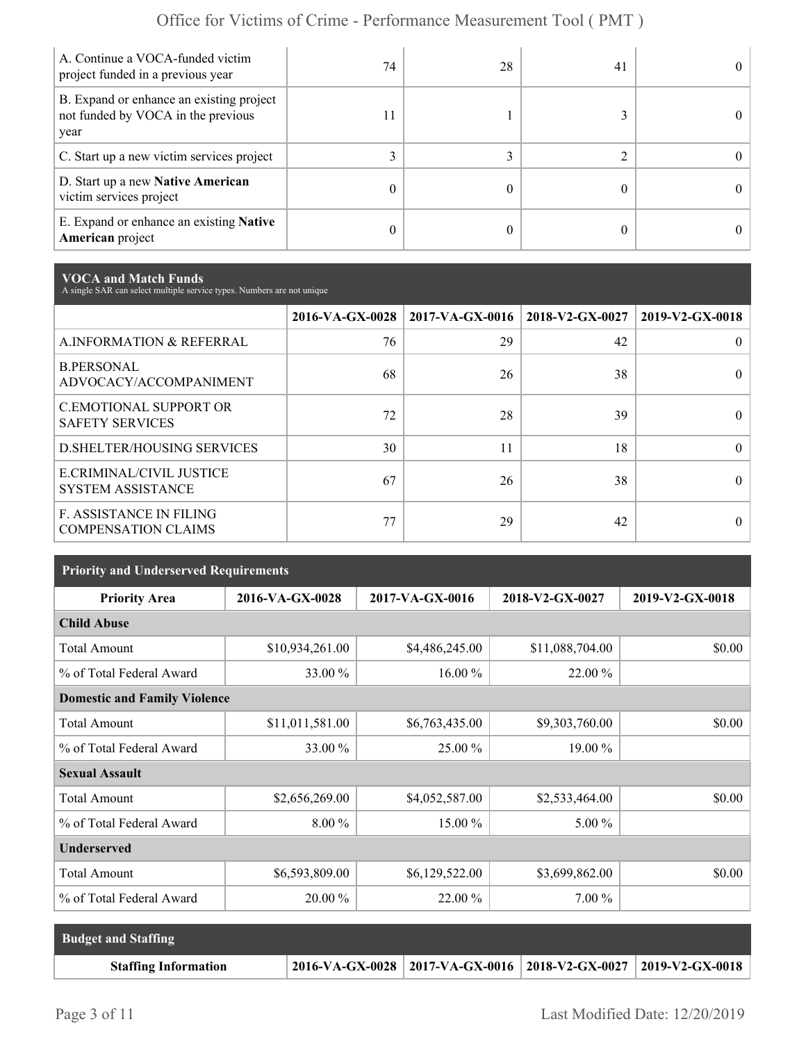| | | | | |
|---|---|---|---|---|
| A. Continue a VOCA-funded victim project funded in a previous year | 74 | 28 | 41 | 0 |
| B. Expand or enhance an existing project not funded by VOCA in the previous year | 11 | 1 | 3 | 0 |
| C. Start up a new victim services project | 3 | 3 | 2 | 0 |
| D. Start up a new **Native American** victim services project | 0 | 0 | 0 | 0 |
| E. Expand or enhance an existing **Native American** project | 0 | 0 | 0 | 0 |

## VOCA and Match Funds

A single SAR can select multiple service types. Numbers are not unique

| | 2016-VA-GX-0028 | 2017-VA-GX-0016 | 2018-V2-GX-0027 | 2019-V2-GX-0018 |
|---|---|---|---|---|
| A.INFORMATION & REFERRAL | 76 | 29 | 42 | 0 |
| B.PERSONAL ADVOCACY/ACCOMPANIMENT | 68 | 26 | 38 | 0 |
| C.EMOTIONAL SUPPORT OR SAFETY SERVICES | 72 | 28 | 39 | 0 |
| D.SHELTER/HOUSING SERVICES | 30 | 11 | 18 | 0 |
| E.CRIMINAL/CIVIL JUSTICE SYSTEM ASSISTANCE | 67 | 26 | 38 | 0 |
| F. ASSISTANCE IN FILING COMPENSATION CLAIMS | 77 | 29 | 42 | 0 |

## Priority and Underserved Requirements

| Priority Area | 2016-VA-GX-0028 | 2017-VA-GX-0016 | 2018-V2-GX-0027 | 2019-V2-GX-0018 |
|---|---|---|---|---|
| **Child Abuse** | | | | |
| Total Amount | $10,934,261.00 | $4,486,245.00 | $11,088,704.00 | $0.00 |
| % of Total Federal Award | 33.00 % | 16.00 % | 22.00 % | |
| **Domestic and Family Violence** | | | | |
| Total Amount | $11,011,581.00 | $6,763,435.00 | $9,303,760.00 | $0.00 |
| % of Total Federal Award | 33.00 % | 25.00 % | 19.00 % | |
| **Sexual Assault** | | | | |
| Total Amount | $2,656,269.00 | $4,052,587.00 | $2,533,464.00 | $0.00 |
| % of Total Federal Award | 8.00 % | 15.00 % | 5.00 % | |
| **Underserved** | | | | |
| Total Amount | $6,593,809.00 | $6,129,522.00 | $3,699,862.00 | $0.00 |
| % of Total Federal Award | 20.00 % | 22.00 % | 7.00 % | |

## Budget and Staffing

| Staffing Information | 2016-VA-GX-0028 | 2017-VA-GX-0016 | 2018-V2-GX-0027 | 2019-V2-GX-0018 |
|---|---|---|---|---|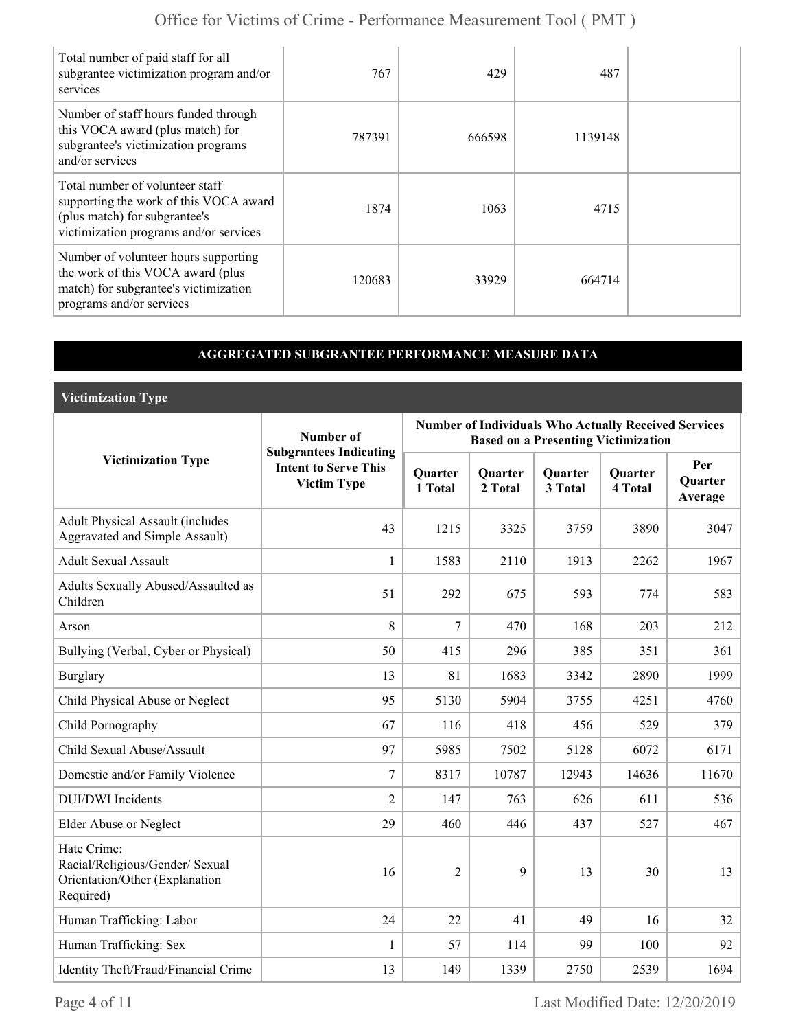| | | | | |
|---|---|---|---|---|
| Total number of paid staff for all subgrantee victimization program and/or services | 767 | 429 | 487 | |
| Number of staff hours funded through this VOCA award (plus match) for subgrantee's victimization programs and/or services | 787391 | 666598 | 1139148 | |
| Total number of volunteer staff supporting the work of this VOCA award (plus match) for subgrantee's victimization programs and/or services | 1874 | 1063 | 4715 | |
| Number of volunteer hours supporting the work of this VOCA award (plus match) for subgrantee's victimization programs and/or services | 120683 | 33929 | 664714 | |

## AGGREGATED SUBGRANTEE PERFORMANCE MEASURE DATA

### Victimization Type

| Victimization Type | Number of Subgrantees Indicating Intent to Serve This Victim Type | Number of Individuals Who Actually Received Services Based on a Presenting Victimization | | | | |
|---|---|---|---|---|---|---|
| | | Quarter 1 Total | Quarter 2 Total | Quarter 3 Total | Quarter 4 Total | Per Quarter Average |
| Adult Physical Assault (includes Aggravated and Simple Assault) | 43 | 1215 | 3325 | 3759 | 3890 | 3047 |
| Adult Sexual Assault | 1 | 1583 | 2110 | 1913 | 2262 | 1967 |
| Adults Sexually Abused/Assaulted as Children | 51 | 292 | 675 | 593 | 774 | 583 |
| Arson | 8 | 7 | 470 | 168 | 203 | 212 |
| Bullying (Verbal, Cyber or Physical) | 50 | 415 | 296 | 385 | 351 | 361 |
| Burglary | 13 | 81 | 1683 | 3342 | 2890 | 1999 |
| Child Physical Abuse or Neglect | 95 | 5130 | 5904 | 3755 | 4251 | 4760 |
| Child Pornography | 67 | 116 | 418 | 456 | 529 | 379 |
| Child Sexual Abuse/Assault | 97 | 5985 | 7502 | 5128 | 6072 | 6171 |
| Domestic and/or Family Violence | 7 | 8317 | 10787 | 12943 | 14636 | 11670 |
| DUI/DWI Incidents | 2 | 147 | 763 | 626 | 611 | 536 |
| Elder Abuse or Neglect | 29 | 460 | 446 | 437 | 527 | 467 |
| Hate Crime: Racial/Religious/Gender/ Sexual Orientation/Other (Explanation Required) | 16 | 2 | 9 | 13 | 30 | 13 |
| Human Trafficking: Labor | 24 | 22 | 41 | 49 | 16 | 32 |
| Human Trafficking: Sex | 1 | 57 | 114 | 99 | 100 | 92 |
| Identity Theft/Fraud/Financial Crime | 13 | 149 | 1339 | 2750 | 2539 | 1694 |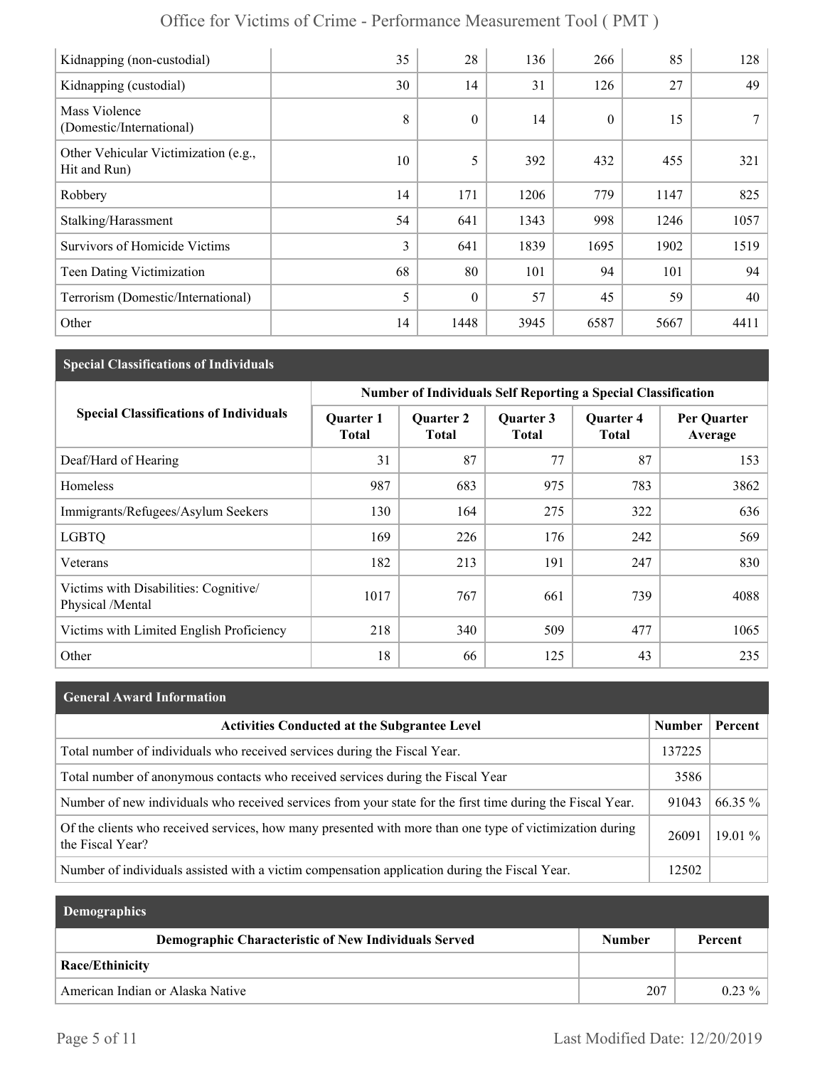| | | | | | | |
|---|---|---|---|---|---|---|
| Kidnapping (non-custodial) | 35 | 28 | 136 | 266 | 85 | 128 |
| Kidnapping (custodial) | 30 | 14 | 31 | 126 | 27 | 49 |
| Mass Violence (Domestic/International) | 8 | 0 | 14 | 0 | 15 | 7 |
| Other Vehicular Victimization (e.g., Hit and Run) | 10 | 5 | 392 | 432 | 455 | 321 |
| Robbery | 14 | 171 | 1206 | 779 | 1147 | 825 |
| Stalking/Harassment | 54 | 641 | 1343 | 998 | 1246 | 1057 |
| Survivors of Homicide Victims | 3 | 641 | 1839 | 1695 | 1902 | 1519 |
| Teen Dating Victimization | 68 | 80 | 101 | 94 | 101 | 94 |
| Terrorism (Domestic/International) | 5 | 0 | 57 | 45 | 59 | 40 |
| Other | 14 | 1448 | 3945 | 6587 | 5667 | 4411 |

## Special Classifications of Individuals

| Special Classifications of Individuals | Number of Individuals Self Reporting a Special Classification | | | | |
|---|---|---|---|---|---|
| | Quarter 1 Total | Quarter 2 Total | Quarter 3 Total | Quarter 4 Total | Per Quarter Average |
| Deaf/Hard of Hearing | 31 | 87 | 77 | 87 | 153 |
| Homeless | 987 | 683 | 975 | 783 | 3862 |
| Immigrants/Refugees/Asylum Seekers | 130 | 164 | 275 | 322 | 636 |
| LGBTQ | 169 | 226 | 176 | 242 | 569 |
| Veterans | 182 | 213 | 191 | 247 | 830 |
| Victims with Disabilities: Cognitive/ Physical /Mental | 1017 | 767 | 661 | 739 | 4088 |
| Victims with Limited English Proficiency | 218 | 340 | 509 | 477 | 1065 |
| Other | 18 | 66 | 125 | 43 | 235 |

## General Award Information

| Activities Conducted at the Subgrantee Level | Number | Percent |
|---|---|---|
| Total number of individuals who received services during the Fiscal Year. | 137225 | |
| Total number of anonymous contacts who received services during the Fiscal Year | 3586 | |
| Number of new individuals who received services from your state for the first time during the Fiscal Year. | 91043 | 66.35 % |
| Of the clients who received services, how many presented with more than one type of victimization during the Fiscal Year? | 26091 | 19.01 % |
| Number of individuals assisted with a victim compensation application during the Fiscal Year. | 12502 | |

## Demographics

| Demographic Characteristic of New Individuals Served | Number | Percent |
|---|---|---|
| **Race/Ethinicity** | | |
| American Indian or Alaska Native | 207 | 0.23 % |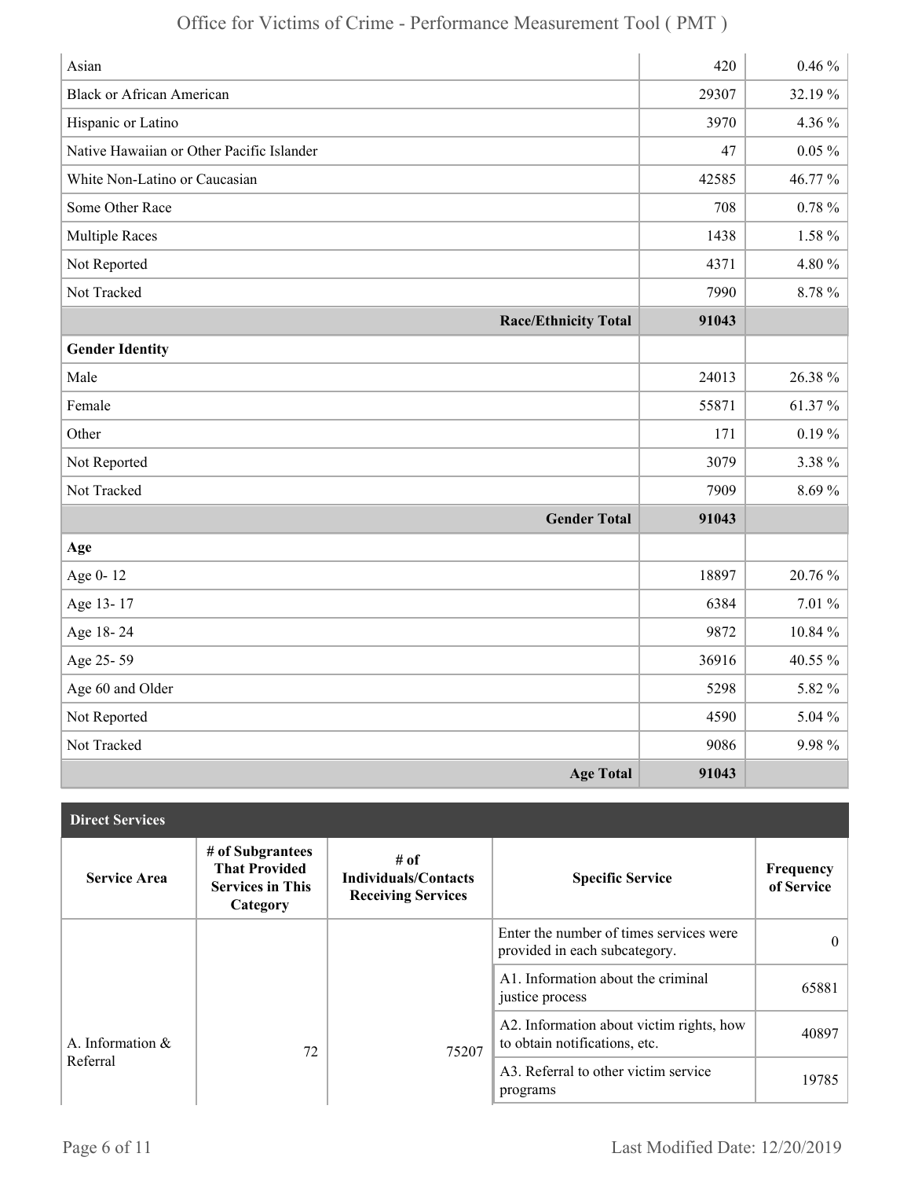| | | |
|---|---|---|
| Asian | 420 | 0.46 % |
| Black or African American | 29307 | 32.19 % |
| Hispanic or Latino | 3970 | 4.36 % |
| Native Hawaiian or Other Pacific Islander | 47 | 0.05 % |
| White Non-Latino or Caucasian | 42585 | 46.77 % |
| Some Other Race | 708 | 0.78 % |
| Multiple Races | 1438 | 1.58 % |
| Not Reported | 4371 | 4.80 % |
| Not Tracked | 7990 | 8.78 % |
| **Race/Ethnicity Total** | **91043** | |
| **Gender Identity** | | |
| Male | 24013 | 26.38 % |
| Female | 55871 | 61.37 % |
| Other | 171 | 0.19 % |
| Not Reported | 3079 | 3.38 % |
| Not Tracked | 7909 | 8.69 % |
| **Gender Total** | **91043** | |
| **Age** | | |
| Age 0- 12 | 18897 | 20.76 % |
| Age 13- 17 | 6384 | 7.01 % |
| Age 18- 24 | 9872 | 10.84 % |
| Age 25- 59 | 36916 | 40.55 % |
| Age 60 and Older | 5298 | 5.82 % |
| Not Reported | 4590 | 5.04 % |
| Not Tracked | 9086 | 9.98 % |
| **Age Total** | **91043** | |

**Direct Services**

| Service Area | # of Subgrantees That Provided Services in This Category | # of Individuals/Contacts Receiving Services | Specific Service | Frequency of Service |
|---|---|---|---|---|
| A. Information & Referral | 72 | 75207 | Enter the number of times services were provided in each subcategory. | 0 |
| | | | A1. Information about the criminal justice process | 65881 |
| | | | A2. Information about victim rights, how to obtain notifications, etc. | 40897 |
| | | | A3. Referral to other victim service programs | 19785 |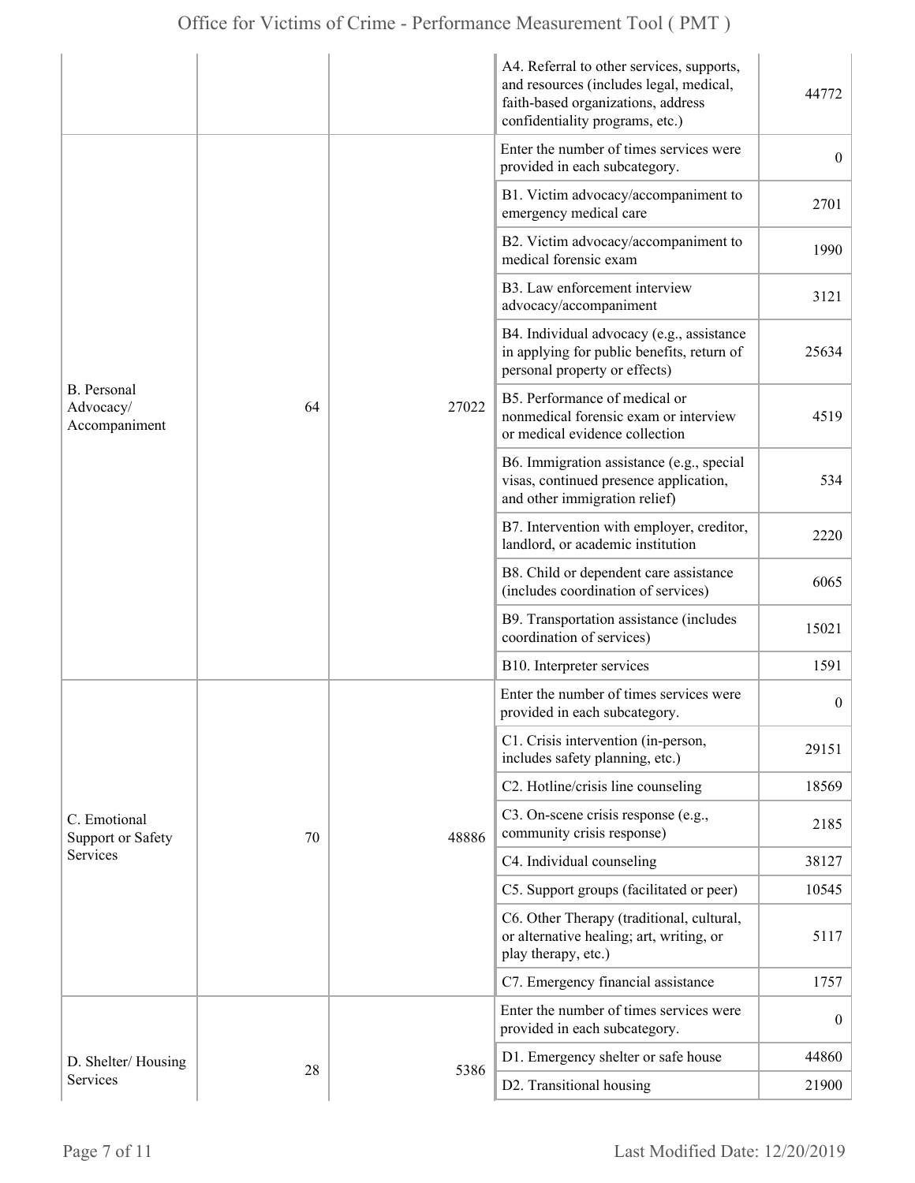| | | | | |
|---|---|---|---|---|
| | | | A4. Referral to other services, supports, and resources (includes legal, medical, faith-based organizations, address confidentiality programs, etc.) | 44772 |
| B. Personal Advocacy/ Accompaniment | 64 | 27022 | Enter the number of times services were provided in each subcategory. | 0 |
| | | | B1. Victim advocacy/accompaniment to emergency medical care | 2701 |
| | | | B2. Victim advocacy/accompaniment to medical forensic exam | 1990 |
| | | | B3. Law enforcement interview advocacy/accompaniment | 3121 |
| | | | B4. Individual advocacy (e.g., assistance in applying for public benefits, return of personal property or effects) | 25634 |
| | | | B5. Performance of medical or nonmedical forensic exam or interview or medical evidence collection | 4519 |
| | | | B6. Immigration assistance (e.g., special visas, continued presence application, and other immigration relief) | 534 |
| | | | B7. Intervention with employer, creditor, landlord, or academic institution | 2220 |
| | | | B8. Child or dependent care assistance (includes coordination of services) | 6065 |
| | | | B9. Transportation assistance (includes coordination of services) | 15021 |
| | | | B10. Interpreter services | 1591 |
| C. Emotional Support or Safety Services | 70 | 48886 | Enter the number of times services were provided in each subcategory. | 0 |
| | | | C1. Crisis intervention (in-person, includes safety planning, etc.) | 29151 |
| | | | C2. Hotline/crisis line counseling | 18569 |
| | | | C3. On-scene crisis response (e.g., community crisis response) | 2185 |
| | | | C4. Individual counseling | 38127 |
| | | | C5. Support groups (facilitated or peer) | 10545 |
| | | | C6. Other Therapy (traditional, cultural, or alternative healing; art, writing, or play therapy, etc.) | 5117 |
| | | | C7. Emergency financial assistance | 1757 |
| D. Shelter/ Housing Services | 28 | 5386 | Enter the number of times services were provided in each subcategory. | 0 |
| | | | D1. Emergency shelter or safe house | 44860 |
| | | | D2. Transitional housing | 21900 |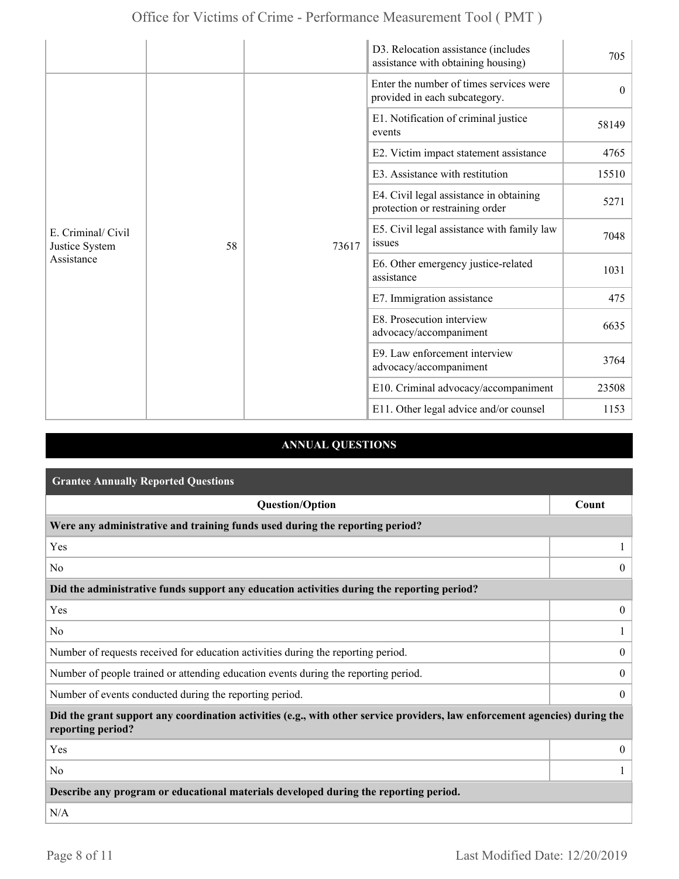| | | | D3. Relocation assistance (includes assistance with obtaining housing) | 705 |
|---|---|---|---|---|
| E. Criminal/ Civil Justice System Assistance | 58 | 73617 | Enter the number of times services were provided in each subcategory. | 0 |
| | | | E1. Notification of criminal justice events | 58149 |
| | | | E2. Victim impact statement assistance | 4765 |
| | | | E3. Assistance with restitution | 15510 |
| | | | E4. Civil legal assistance in obtaining protection or restraining order | 5271 |
| | | | E5. Civil legal assistance with family law issues | 7048 |
| | | | E6. Other emergency justice-related assistance | 1031 |
| | | | E7. Immigration assistance | 475 |
| | | | E8. Prosecution interview advocacy/accompaniment | 6635 |
| | | | E9. Law enforcement interview advocacy/accompaniment | 3764 |
| | | | E10. Criminal advocacy/accompaniment | 23508 |
| | | | E11. Other legal advice and/or counsel | 1153 |

## ANNUAL QUESTIONS

### Grantee Annually Reported Questions

| Question/Option | Count |
|---|---|
| **Were any administrative and training funds used during the reporting period?** | |
| Yes | 1 |
| No | 0 |
| **Did the administrative funds support any education activities during the reporting period?** | |
| Yes | 0 |
| No | 1 |
| Number of requests received for education activities during the reporting period. | 0 |
| Number of people trained or attending education events during the reporting period. | 0 |
| Number of events conducted during the reporting period. | 0 |
| **Did the grant support any coordination activities (e.g., with other service providers, law enforcement agencies) during the reporting period?** | |
| Yes | 0 |
| No | 1 |
| **Describe any program or educational materials developed during the reporting period.** | |
| N/A | |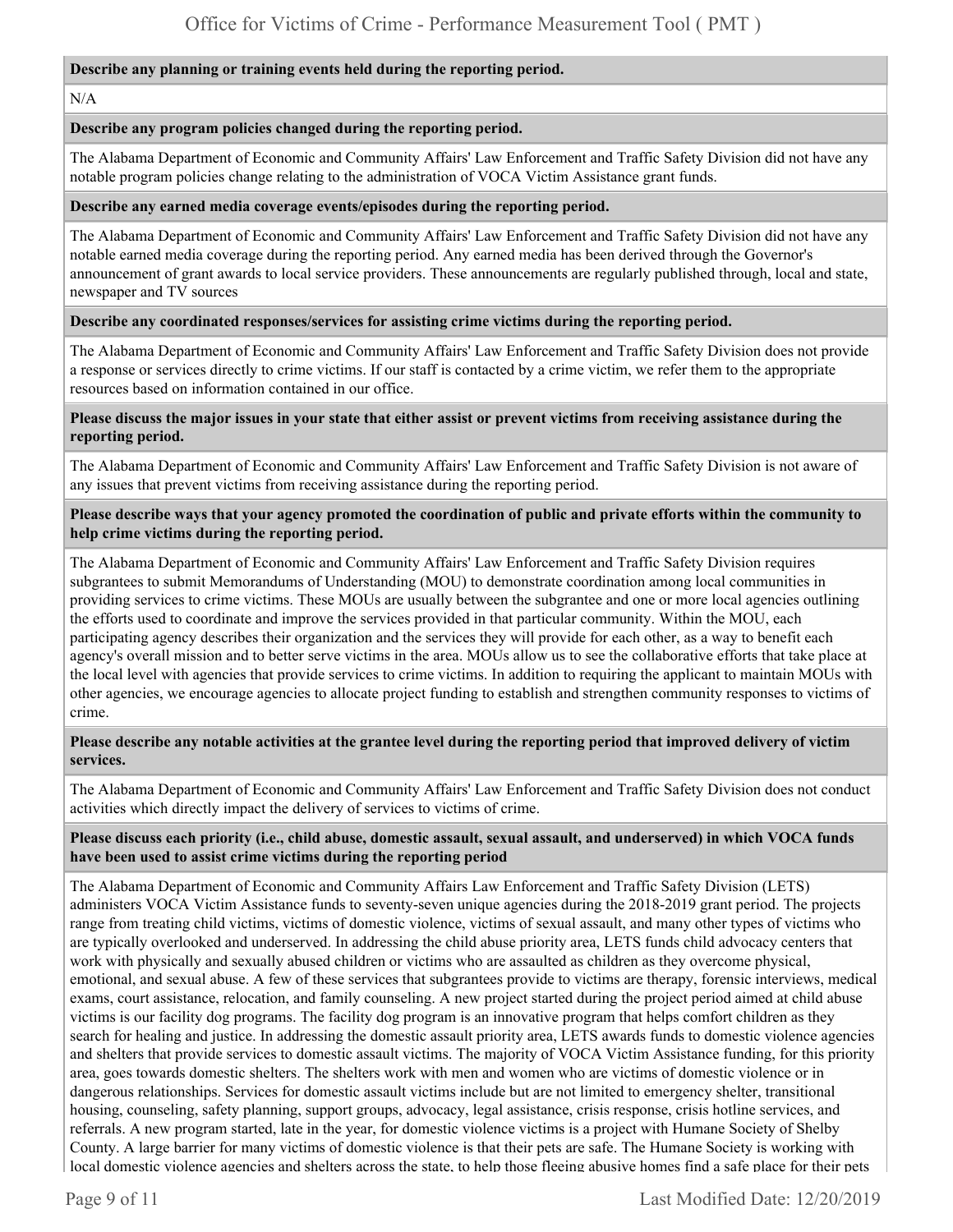**Describe any planning or training events held during the reporting period.**

N/A

**Describe any program policies changed during the reporting period.**

The Alabama Department of Economic and Community Affairs' Law Enforcement and Traffic Safety Division did not have any notable program policies change relating to the administration of VOCA Victim Assistance grant funds.

**Describe any earned media coverage events/episodes during the reporting period.**

The Alabama Department of Economic and Community Affairs' Law Enforcement and Traffic Safety Division did not have any notable earned media coverage during the reporting period. Any earned media has been derived through the Governor's announcement of grant awards to local service providers. These announcements are regularly published through, local and state, newspaper and TV sources

**Describe any coordinated responses/services for assisting crime victims during the reporting period.**

The Alabama Department of Economic and Community Affairs' Law Enforcement and Traffic Safety Division does not provide a response or services directly to crime victims. If our staff is contacted by a crime victim, we refer them to the appropriate resources based on information contained in our office.

**Please discuss the major issues in your state that either assist or prevent victims from receiving assistance during the reporting period.**

The Alabama Department of Economic and Community Affairs' Law Enforcement and Traffic Safety Division is not aware of any issues that prevent victims from receiving assistance during the reporting period.

**Please describe ways that your agency promoted the coordination of public and private efforts within the community to help crime victims during the reporting period.**

The Alabama Department of Economic and Community Affairs' Law Enforcement and Traffic Safety Division requires subgrantees to submit Memorandums of Understanding (MOU) to demonstrate coordination among local communities in providing services to crime victims. These MOUs are usually between the subgrantee and one or more local agencies outlining the efforts used to coordinate and improve the services provided in that particular community. Within the MOU, each participating agency describes their organization and the services they will provide for each other, as a way to benefit each agency's overall mission and to better serve victims in the area. MOUs allow us to see the collaborative efforts that take place at the local level with agencies that provide services to crime victims. In addition to requiring the applicant to maintain MOUs with other agencies, we encourage agencies to allocate project funding to establish and strengthen community responses to victims of crime.

**Please describe any notable activities at the grantee level during the reporting period that improved delivery of victim services.**

The Alabama Department of Economic and Community Affairs' Law Enforcement and Traffic Safety Division does not conduct activities which directly impact the delivery of services to victims of crime.

**Please discuss each priority (i.e., child abuse, domestic assault, sexual assault, and underserved) in which VOCA funds have been used to assist crime victims during the reporting period**

The Alabama Department of Economic and Community Affairs Law Enforcement and Traffic Safety Division (LETS) administers VOCA Victim Assistance funds to seventy-seven unique agencies during the 2018-2019 grant period. The projects range from treating child victims, victims of domestic violence, victims of sexual assault, and many other types of victims who are typically overlooked and underserved. In addressing the child abuse priority area, LETS funds child advocacy centers that work with physically and sexually abused children or victims who are assaulted as children as they overcome physical, emotional, and sexual abuse. A few of these services that subgrantees provide to victims are therapy, forensic interviews, medical exams, court assistance, relocation, and family counseling. A new project started during the project period aimed at child abuse victims is our facility dog programs. The facility dog program is an innovative program that helps comfort children as they search for healing and justice. In addressing the domestic assault priority area, LETS awards funds to domestic violence agencies and shelters that provide services to domestic assault victims. The majority of VOCA Victim Assistance funding, for this priority area, goes towards domestic shelters. The shelters work with men and women who are victims of domestic violence or in dangerous relationships. Services for domestic assault victims include but are not limited to emergency shelter, transitional housing, counseling, safety planning, support groups, advocacy, legal assistance, crisis response, crisis hotline services, and referrals. A new program started, late in the year, for domestic violence victims is a project with Humane Society of Shelby County. A large barrier for many victims of domestic violence is that their pets are safe. The Humane Society is working with local domestic violence agencies and shelters across the state, to help those fleeing abusive homes find a safe place for their pets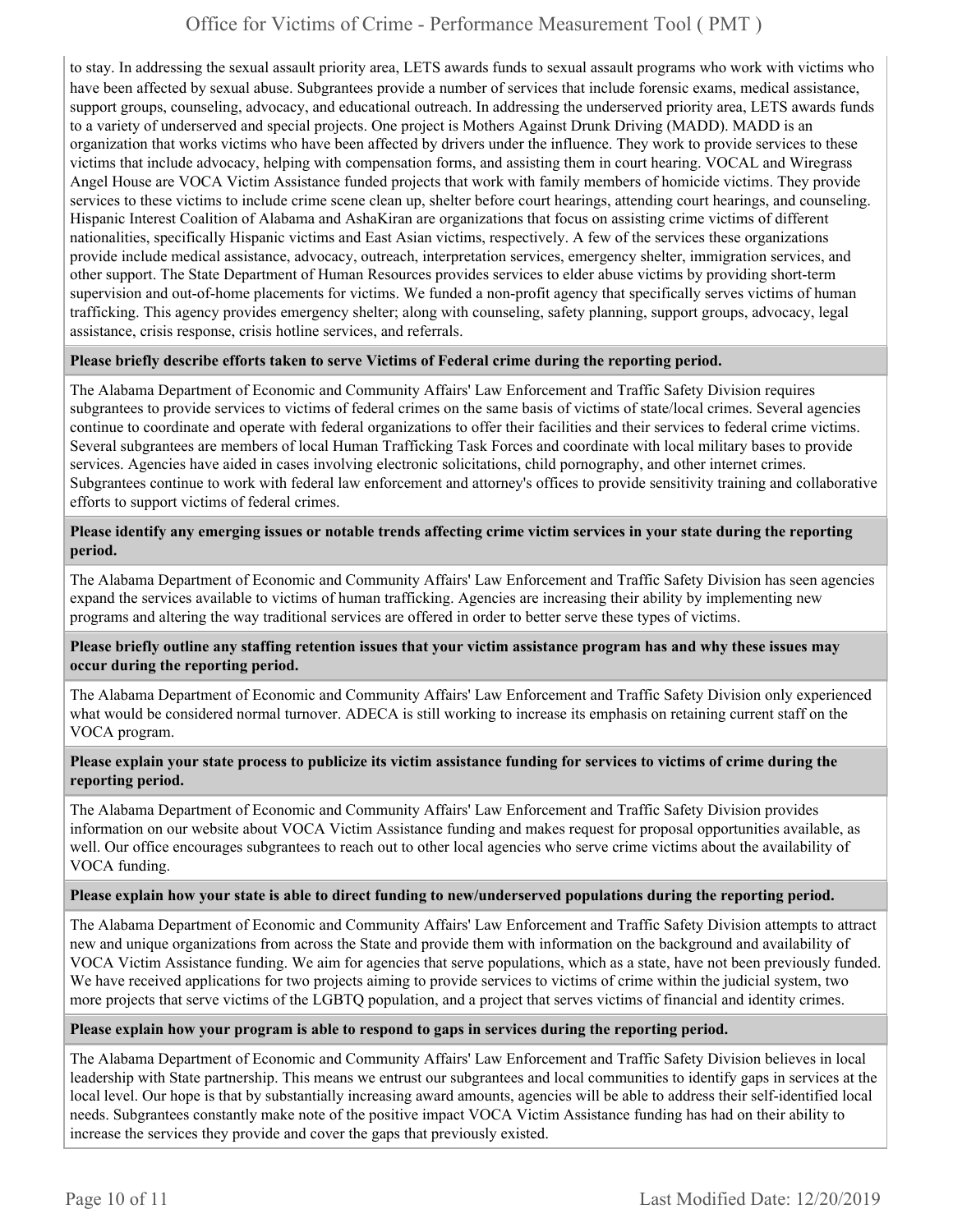to stay. In addressing the sexual assault priority area, LETS awards funds to sexual assault programs who work with victims who have been affected by sexual abuse. Subgrantees provide a number of services that include forensic exams, medical assistance, support groups, counseling, advocacy, and educational outreach. In addressing the underserved priority area, LETS awards funds to a variety of underserved and special projects. One project is Mothers Against Drunk Driving (MADD). MADD is an organization that works victims who have been affected by drivers under the influence. They work to provide services to these victims that include advocacy, helping with compensation forms, and assisting them in court hearing. VOCAL and Wiregrass Angel House are VOCA Victim Assistance funded projects that work with family members of homicide victims. They provide services to these victims to include crime scene clean up, shelter before court hearings, attending court hearings, and counseling. Hispanic Interest Coalition of Alabama and AshaKiran are organizations that focus on assisting crime victims of different nationalities, specifically Hispanic victims and East Asian victims, respectively. A few of the services these organizations provide include medical assistance, advocacy, outreach, interpretation services, emergency shelter, immigration services, and other support. The State Department of Human Resources provides services to elder abuse victims by providing short-term supervision and out-of-home placements for victims. We funded a non-profit agency that specifically serves victims of human trafficking. This agency provides emergency shelter; along with counseling, safety planning, support groups, advocacy, legal assistance, crisis response, crisis hotline services, and referrals.

**Please briefly describe efforts taken to serve Victims of Federal crime during the reporting period.**

The Alabama Department of Economic and Community Affairs' Law Enforcement and Traffic Safety Division requires subgrantees to provide services to victims of federal crimes on the same basis of victims of state/local crimes. Several agencies continue to coordinate and operate with federal organizations to offer their facilities and their services to federal crime victims. Several subgrantees are members of local Human Trafficking Task Forces and coordinate with local military bases to provide services. Agencies have aided in cases involving electronic solicitations, child pornography, and other internet crimes. Subgrantees continue to work with federal law enforcement and attorney's offices to provide sensitivity training and collaborative efforts to support victims of federal crimes.

**Please identify any emerging issues or notable trends affecting crime victim services in your state during the reporting period.**

The Alabama Department of Economic and Community Affairs' Law Enforcement and Traffic Safety Division has seen agencies expand the services available to victims of human trafficking. Agencies are increasing their ability by implementing new programs and altering the way traditional services are offered in order to better serve these types of victims.

**Please briefly outline any staffing retention issues that your victim assistance program has and why these issues may occur during the reporting period.**

The Alabama Department of Economic and Community Affairs' Law Enforcement and Traffic Safety Division only experienced what would be considered normal turnover. ADECA is still working to increase its emphasis on retaining current staff on the VOCA program.

**Please explain your state process to publicize its victim assistance funding for services to victims of crime during the reporting period.**

The Alabama Department of Economic and Community Affairs' Law Enforcement and Traffic Safety Division provides information on our website about VOCA Victim Assistance funding and makes request for proposal opportunities available, as well. Our office encourages subgrantees to reach out to other local agencies who serve crime victims about the availability of VOCA funding.

**Please explain how your state is able to direct funding to new/underserved populations during the reporting period.**

The Alabama Department of Economic and Community Affairs' Law Enforcement and Traffic Safety Division attempts to attract new and unique organizations from across the State and provide them with information on the background and availability of VOCA Victim Assistance funding. We aim for agencies that serve populations, which as a state, have not been previously funded. We have received applications for two projects aiming to provide services to victims of crime within the judicial system, two more projects that serve victims of the LGBTQ population, and a project that serves victims of financial and identity crimes.

**Please explain how your program is able to respond to gaps in services during the reporting period.**

The Alabama Department of Economic and Community Affairs' Law Enforcement and Traffic Safety Division believes in local leadership with State partnership. This means we entrust our subgrantees and local communities to identify gaps in services at the local level. Our hope is that by substantially increasing award amounts, agencies will be able to address their self-identified local needs. Subgrantees constantly make note of the positive impact VOCA Victim Assistance funding has had on their ability to increase the services they provide and cover the gaps that previously existed.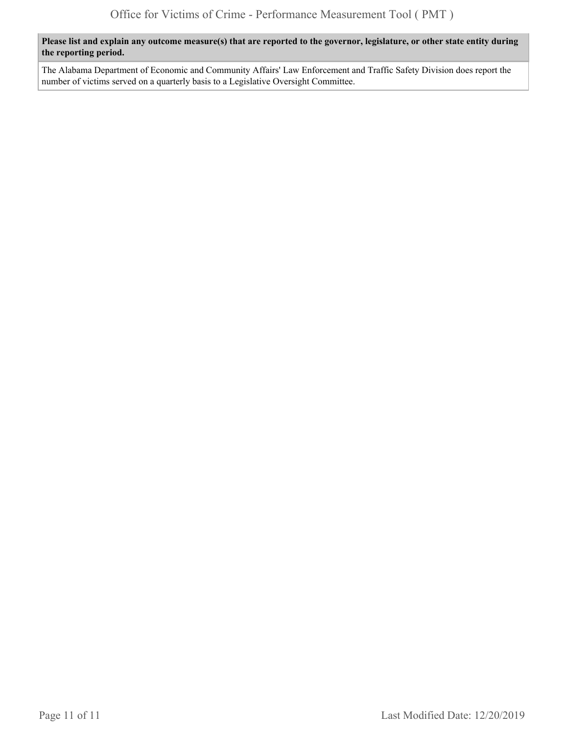**Please list and explain any outcome measure(s) that are reported to the governor, legislature, or other state entity during the reporting period.**

The Alabama Department of Economic and Community Affairs' Law Enforcement and Traffic Safety Division does report the number of victims served on a quarterly basis to a Legislative Oversight Committee.